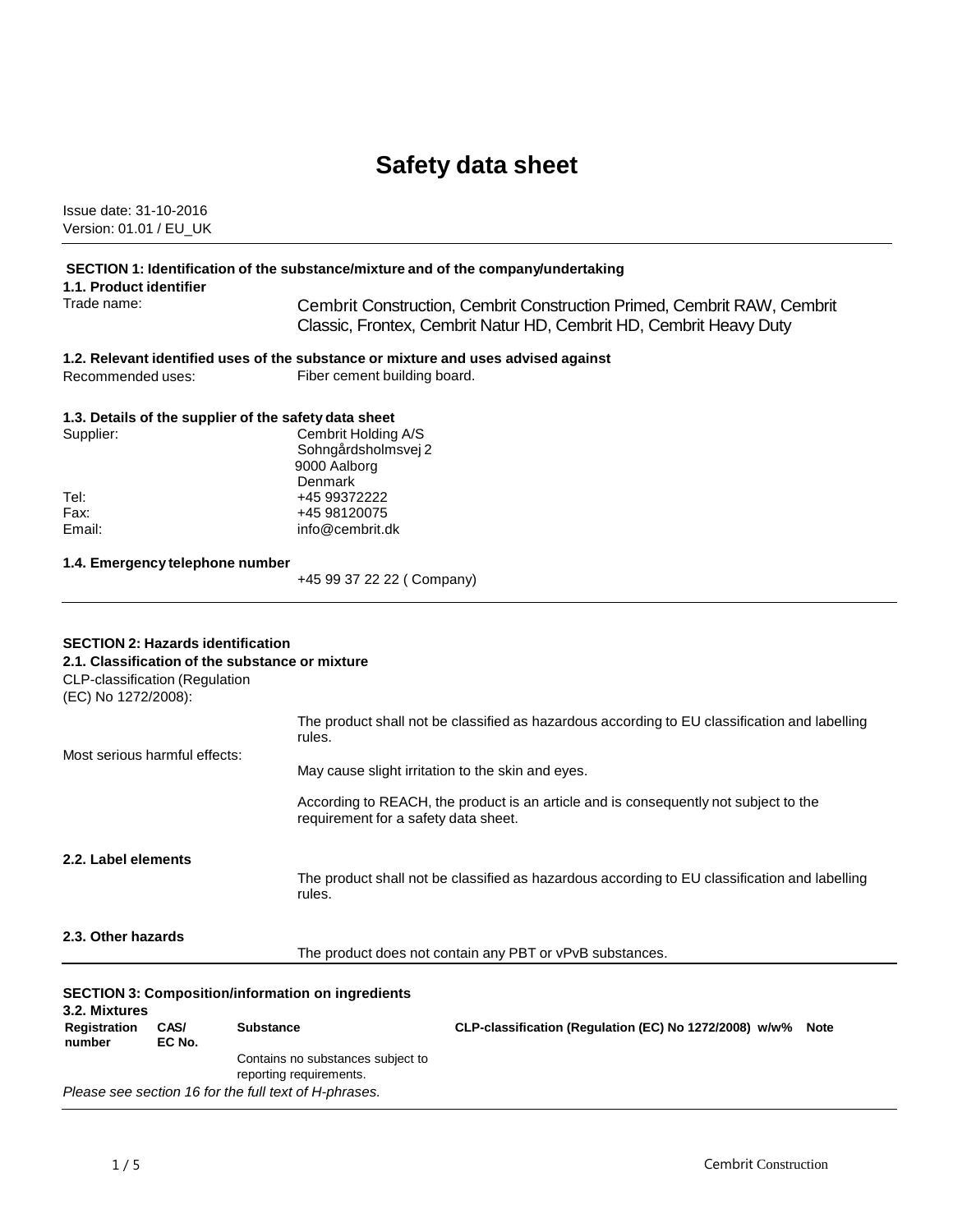# Safety data sheet

Issue date: 31-10-2016
Version: 01.01 / EU_UK

## SECTION 1: Identification of the substance/mixture and of the company/undertaking

### 1.1. Product identifier

Trade name: Cembrit Construction, Cembrit Construction Primed, Cembrit RAW, Cembrit Classic, Frontex, Cembrit Natur HD, Cembrit HD, Cembrit Heavy Duty

### 1.2. Relevant identified uses of the substance or mixture and uses advised against

Recommended uses: Fiber cement building board.

### 1.3. Details of the supplier of the safety data sheet

Supplier: Cembrit Holding A/S
Sohngårdsholmsvej 2
9000 Aalborg
Denmark

Tel: +45 99372222
Fax: +45 98120075
Email: info@cembrit.dk

### 1.4. Emergency telephone number

+45 99 37 22 22 ( Company)

## SECTION 2: Hazards identification

### 2.1. Classification of the substance or mixture

CLP-classification (Regulation (EC) No 1272/2008):

The product shall not be classified as hazardous according to EU classification and labelling rules.

Most serious harmful effects:

May cause slight irritation to the skin and eyes.

According to REACH, the product is an article and is consequently not subject to the requirement for a safety data sheet.

### 2.2. Label elements

The product shall not be classified as hazardous according to EU classification and labelling rules.

### 2.3. Other hazards

The product does not contain any PBT or vPvB substances.

## SECTION 3: Composition/information on ingredients

### 3.2. Mixtures

| Registration number | CAS/ EC No. | Substance | CLP-classification (Regulation (EC) No 1272/2008) | w/w% | Note |
|---|---|---|---|---|---|
| | | Contains no substances subject to reporting requirements. | | | |

*Please see section 16 for the full text of H-phrases.*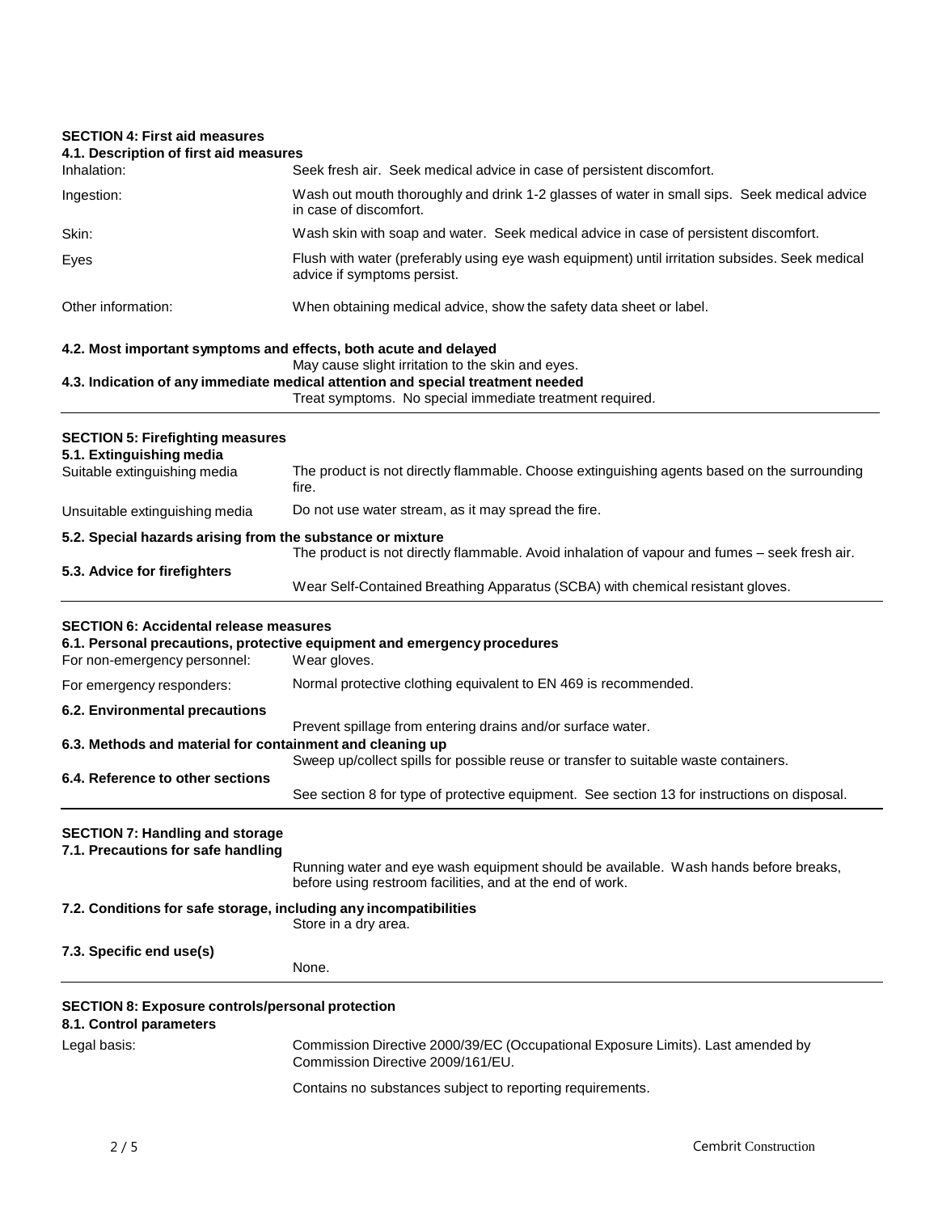## SECTION 4: First aid measures

### 4.1. Description of first aid measures

| | |
|---|---|
| Inhalation: | Seek fresh air. Seek medical advice in case of persistent discomfort. |
| Ingestion: | Wash out mouth thoroughly and drink 1-2 glasses of water in small sips. Seek medical advice in case of discomfort. |
| Skin: | Wash skin with soap and water. Seek medical advice in case of persistent discomfort. |
| Eyes | Flush with water (preferably using eye wash equipment) until irritation subsides. Seek medical advice if symptoms persist. |
| Other information: | When obtaining medical advice, show the safety data sheet or label. |

### 4.2. Most important symptoms and effects, both acute and delayed

May cause slight irritation to the skin and eyes.

### 4.3. Indication of any immediate medical attention and special treatment needed

Treat symptoms. No special immediate treatment required.

## SECTION 5: Firefighting measures

### 5.1. Extinguishing media

| | |
|---|---|
| Suitable extinguishing media | The product is not directly flammable. Choose extinguishing agents based on the surrounding fire. |
| Unsuitable extinguishing media | Do not use water stream, as it may spread the fire. |

### 5.2. Special hazards arising from the substance or mixture

The product is not directly flammable. Avoid inhalation of vapour and fumes – seek fresh air.

### 5.3. Advice for firefighters

Wear Self-Contained Breathing Apparatus (SCBA) with chemical resistant gloves.

## SECTION 6: Accidental release measures

### 6.1. Personal precautions, protective equipment and emergency procedures

| | |
|---|---|
| For non-emergency personnel: | Wear gloves. |
| For emergency responders: | Normal protective clothing equivalent to EN 469 is recommended. |

### 6.2. Environmental precautions

Prevent spillage from entering drains and/or surface water.

### 6.3. Methods and material for containment and cleaning up

Sweep up/collect spills for possible reuse or transfer to suitable waste containers.

### 6.4. Reference to other sections

See section 8 for type of protective equipment. See section 13 for instructions on disposal.

## SECTION 7: Handling and storage

### 7.1. Precautions for safe handling

Running water and eye wash equipment should be available. Wash hands before breaks, before using restroom facilities, and at the end of work.

### 7.2. Conditions for safe storage, including any incompatibilities

Store in a dry area.

### 7.3. Specific end use(s)

None.

## SECTION 8: Exposure controls/personal protection

### 8.1. Control parameters

| | |
|---|---|
| Legal basis: | Commission Directive 2000/39/EC (Occupational Exposure Limits). Last amended by Commission Directive 2009/161/EU. |
| | Contains no substances subject to reporting requirements. |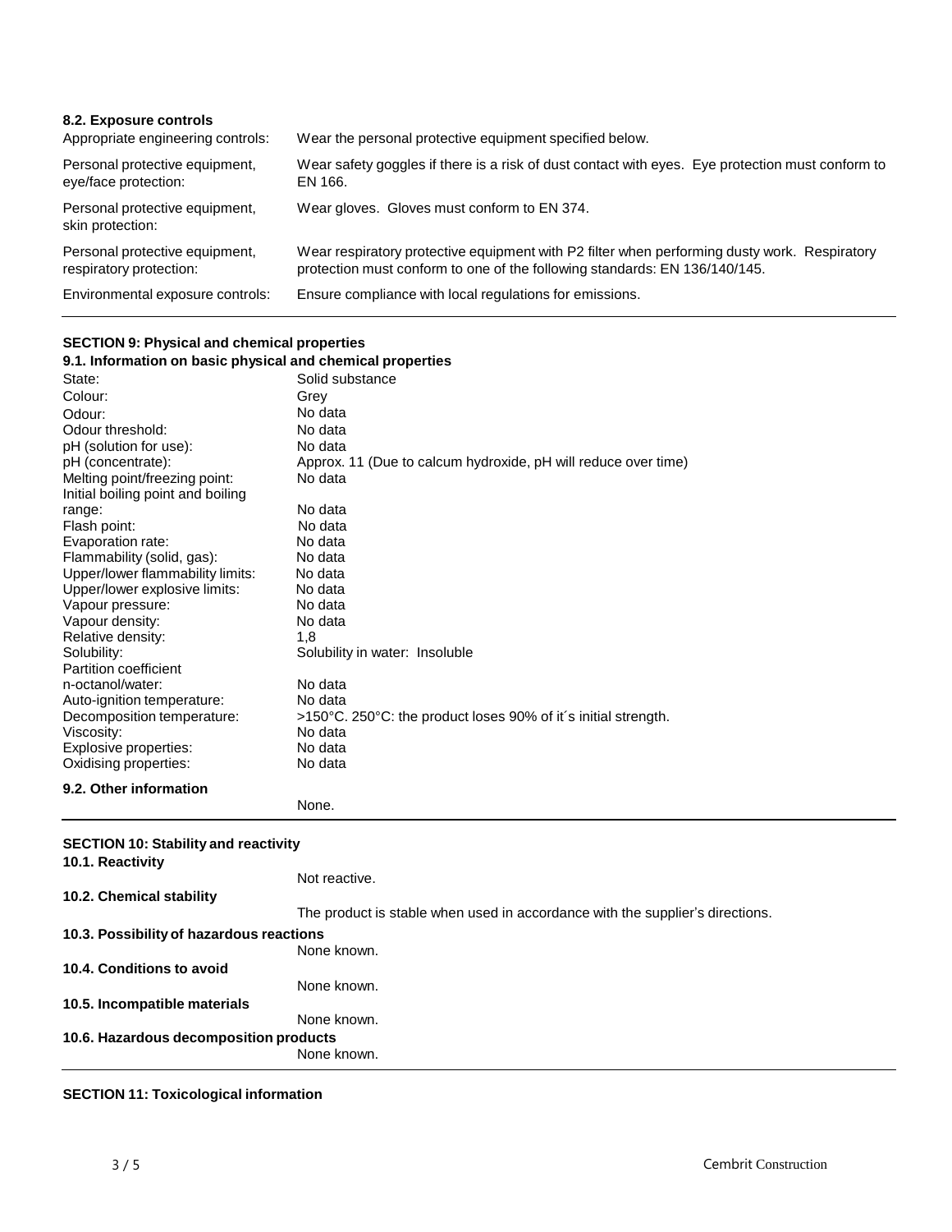### 8.2. Exposure controls

| | |
|---|---|
| Appropriate engineering controls: | Wear the personal protective equipment specified below. |
| Personal protective equipment, eye/face protection: | Wear safety goggles if there is a risk of dust contact with eyes. Eye protection must conform to EN 166. |
| Personal protective equipment, skin protection: | Wear gloves. Gloves must conform to EN 374. |
| Personal protective equipment, respiratory protection: | Wear respiratory protective equipment with P2 filter when performing dusty work. Respiratory protection must conform to one of the following standards: EN 136/140/145. |
| Environmental exposure controls: | Ensure compliance with local regulations for emissions. |

## SECTION 9: Physical and chemical properties

### 9.1. Information on basic physical and chemical properties

| | |
|---|---|
| State: | Solid substance |
| Colour: | Grey |
| Odour: | No data |
| Odour threshold: | No data |
| pH (solution for use): | No data |
| pH (concentrate): | Approx. 11 (Due to calcum hydroxide, pH will reduce over time) |
| Melting point/freezing point: | No data |
| Initial boiling point and boiling range: | No data |
| Flash point: | No data |
| Evaporation rate: | No data |
| Flammability (solid, gas): | No data |
| Upper/lower flammability limits: | No data |
| Upper/lower explosive limits: | No data |
| Vapour pressure: | No data |
| Vapour density: | No data |
| Relative density: | 1,8 |
| Solubility: | Solubility in water: Insoluble |
| Partition coefficient n-octanol/water: | No data |
| Auto-ignition temperature: | No data |
| Decomposition temperature: | >150°C. 250°C: the product loses 90% of it´s initial strength. |
| Viscosity: | No data |
| Explosive properties: | No data |
| Oxidising properties: | No data |

### 9.2. Other information

None.

## SECTION 10: Stability and reactivity

### 10.1. Reactivity

Not reactive.

### 10.2. Chemical stability

The product is stable when used in accordance with the supplier's directions.

### 10.3. Possibility of hazardous reactions

None known.

### 10.4. Conditions to avoid

None known.

### 10.5. Incompatible materials

None known.

### 10.6. Hazardous decomposition products

None known.

## SECTION 11: Toxicological information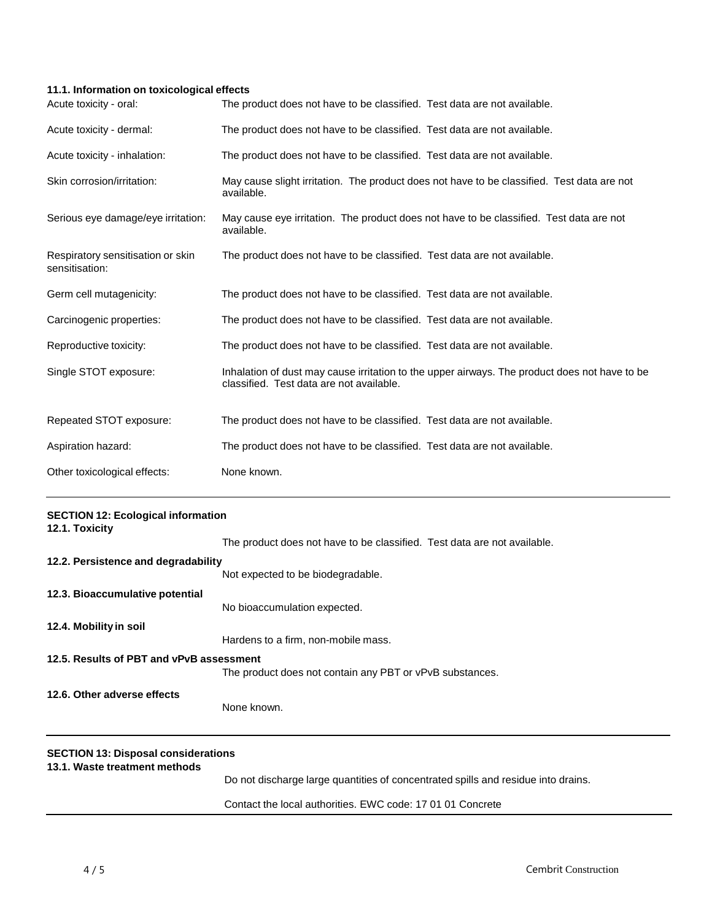### 11.1. Information on toxicological effects

| | |
|---|---|
| Acute toxicity - oral: | The product does not have to be classified. Test data are not available. |
| Acute toxicity - dermal: | The product does not have to be classified. Test data are not available. |
| Acute toxicity - inhalation: | The product does not have to be classified. Test data are not available. |
| Skin corrosion/irritation: | May cause slight irritation. The product does not have to be classified. Test data are not available. |
| Serious eye damage/eye irritation: | May cause eye irritation. The product does not have to be classified. Test data are not available. |
| Respiratory sensitisation or skin sensitisation: | The product does not have to be classified. Test data are not available. |
| Germ cell mutagenicity: | The product does not have to be classified. Test data are not available. |
| Carcinogenic properties: | The product does not have to be classified. Test data are not available. |
| Reproductive toxicity: | The product does not have to be classified. Test data are not available. |
| Single STOT exposure: | Inhalation of dust may cause irritation to the upper airways. The product does not have to be classified. Test data are not available. |
| Repeated STOT exposure: | The product does not have to be classified. Test data are not available. |
| Aspiration hazard: | The product does not have to be classified. Test data are not available. |
| Other toxicological effects: | None known. |

## SECTION 12: Ecological information

### 12.1. Toxicity

The product does not have to be classified. Test data are not available.

### 12.2. Persistence and degradability

Not expected to be biodegradable.

### 12.3. Bioaccumulative potential

No bioaccumulation expected.

### 12.4. Mobility in soil

Hardens to a firm, non-mobile mass.

### 12.5. Results of PBT and vPvB assessment

The product does not contain any PBT or vPvB substances.

### 12.6. Other adverse effects

None known.

## SECTION 13: Disposal considerations

### 13.1. Waste treatment methods

Do not discharge large quantities of concentrated spills and residue into drains.

Contact the local authorities. EWC code: 17 01 01 Concrete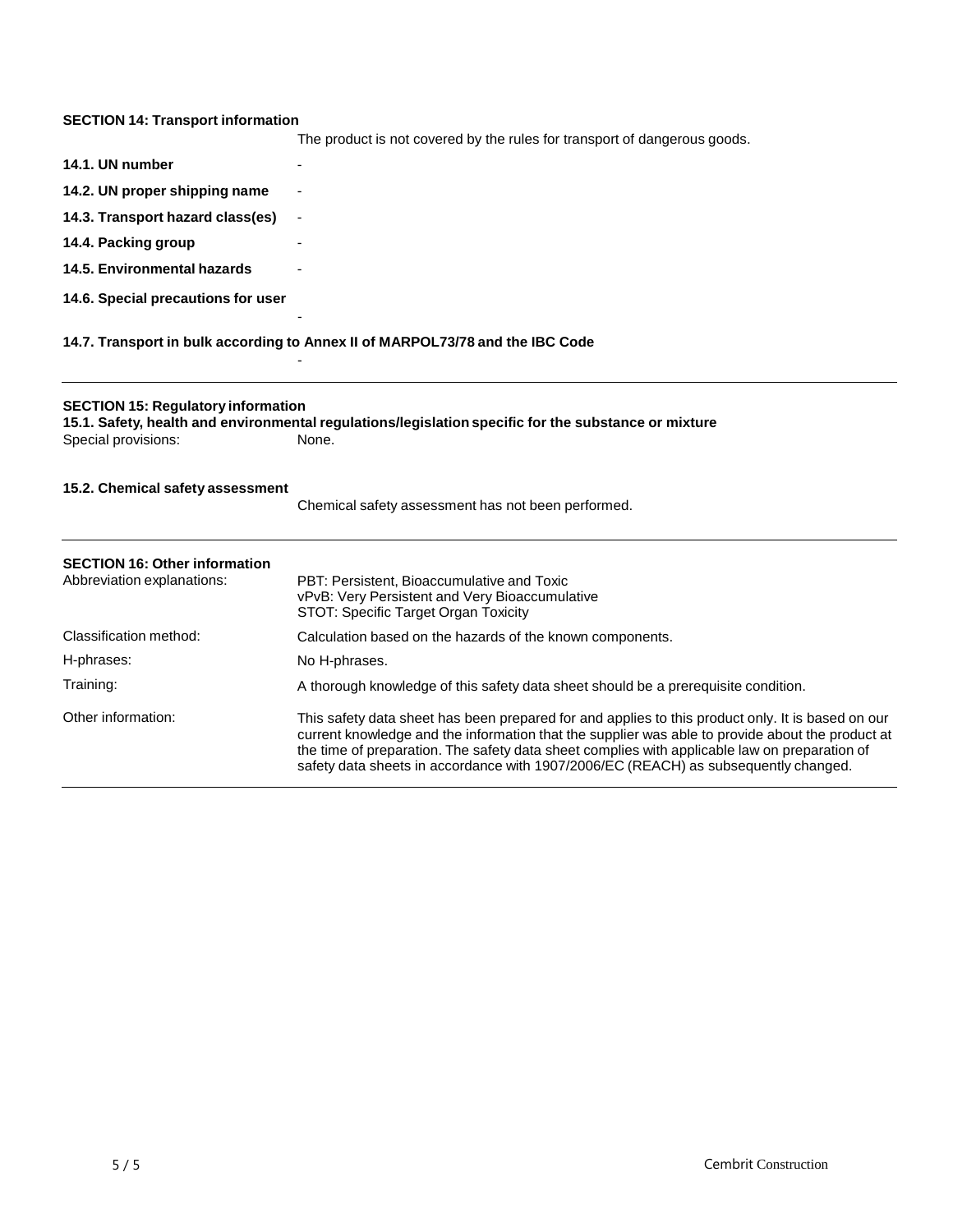## SECTION 14: Transport information

The product is not covered by the rules for transport of dangerous goods.

| | |
|---|---|
| **14.1. UN number** | - |
| **14.2. UN proper shipping name** | - |
| **14.3. Transport hazard class(es)** | - |
| **14.4. Packing group** | - |
| **14.5. Environmental hazards** | - |
| **14.6. Special precautions for user** | - |

**14.7. Transport in bulk according to Annex II of MARPOL73/78 and the IBC Code**

-

## SECTION 15: Regulatory information

**15.1. Safety, health and environmental regulations/legislation specific for the substance or mixture**

Special provisions: None.

**15.2. Chemical safety assessment**

Chemical safety assessment has not been performed.

## SECTION 16: Other information

| | |
|---|---|
| Abbreviation explanations: | PBT: Persistent, Bioaccumulative and Toxic<br>vPvB: Very Persistent and Very Bioaccumulative<br>STOT: Specific Target Organ Toxicity |
| Classification method: | Calculation based on the hazards of the known components. |
| H-phrases: | No H-phrases. |
| Training: | A thorough knowledge of this safety data sheet should be a prerequisite condition. |
| Other information: | This safety data sheet has been prepared for and applies to this product only. It is based on our current knowledge and the information that the supplier was able to provide about the product at the time of preparation. The safety data sheet complies with applicable law on preparation of safety data sheets in accordance with 1907/2006/EC (REACH) as subsequently changed. |